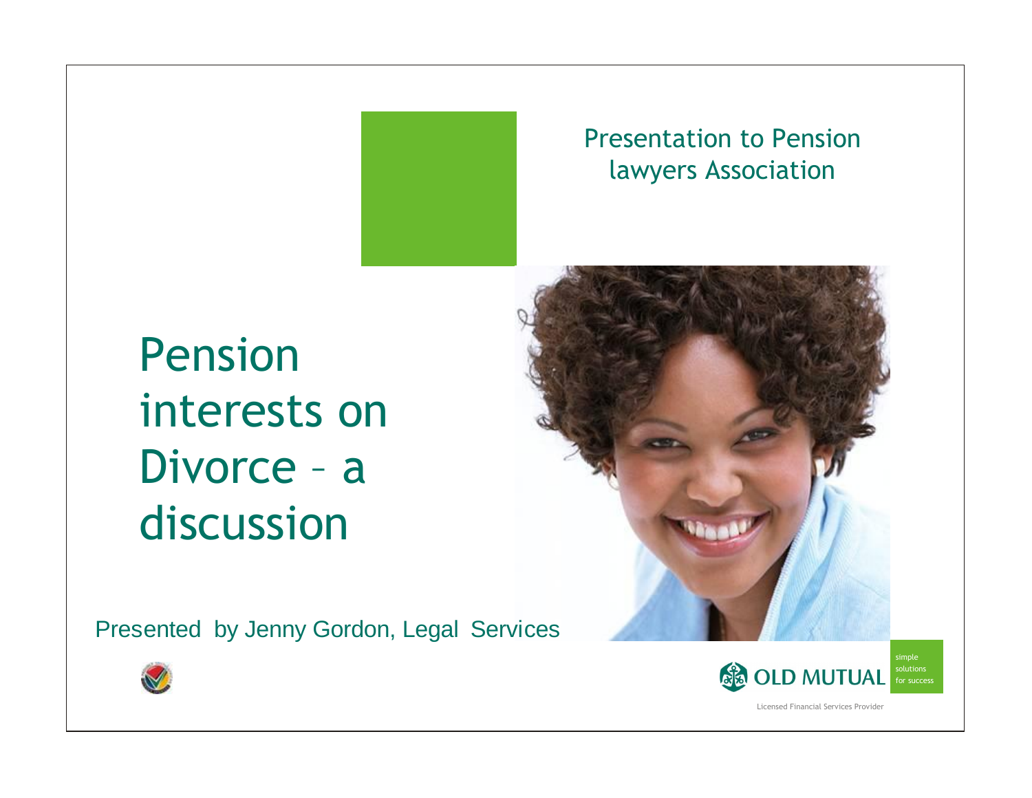Presentation to Pension lawyers Association

# Pension interests on Divorce – a discussion

Presented by Jenny Gordon, Legal Services

OLD MUTUAL

simple solutions for success

Licensed Financial Services Provider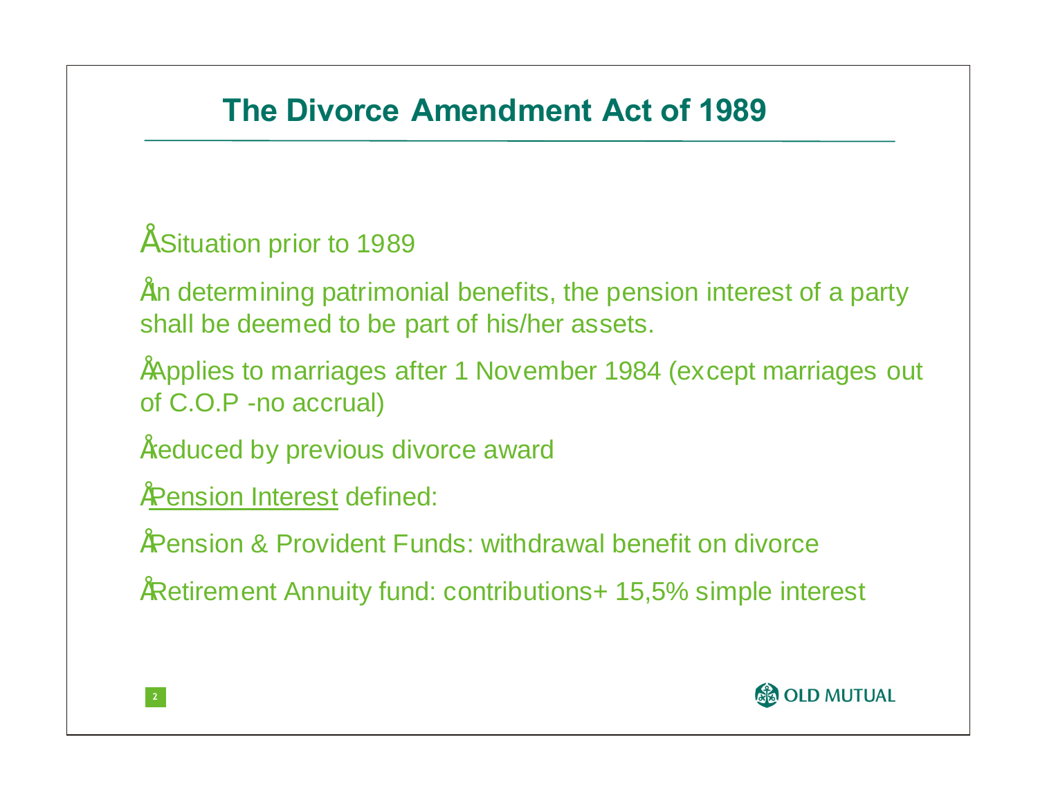## The Divorce Amendment Act of 1989

- Situation prior to 1989
- In determining patrimonial benefits, the pension interest of a party shall be deemed to be part of his/her assets.
- Applies to marriages after 1 November 1984 (except marriages out of C.O.P -no accrual)
- reduced by previous divorce award
- Pension Interest defined:
- Pension & Provident Funds: withdrawal benefit on divorce
- Retirement Annuity fund: contributions+ 15,5% simple interest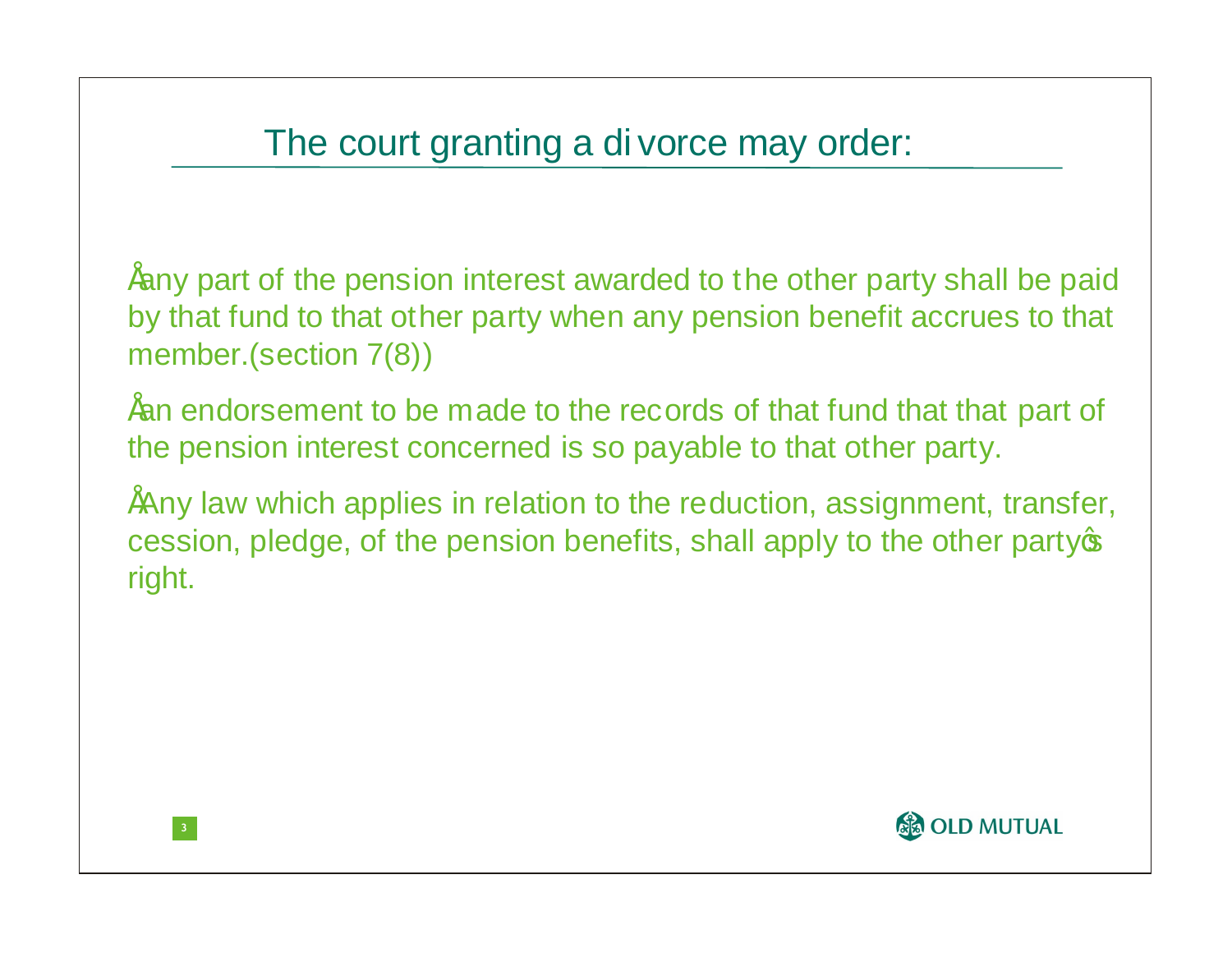## The court granting a divorce may order:

- any part of the pension interest awarded to the other party shall be paid by that fund to that other party when any pension benefit accrues to that member.(section 7(8))
- an endorsement to be made to the records of that fund that that part of the pension interest concerned is so payable to that other party.
- Any law which applies in relation to the reduction, assignment, transfer, cession, pledge, of the pension benefits, shall apply to the other party's right.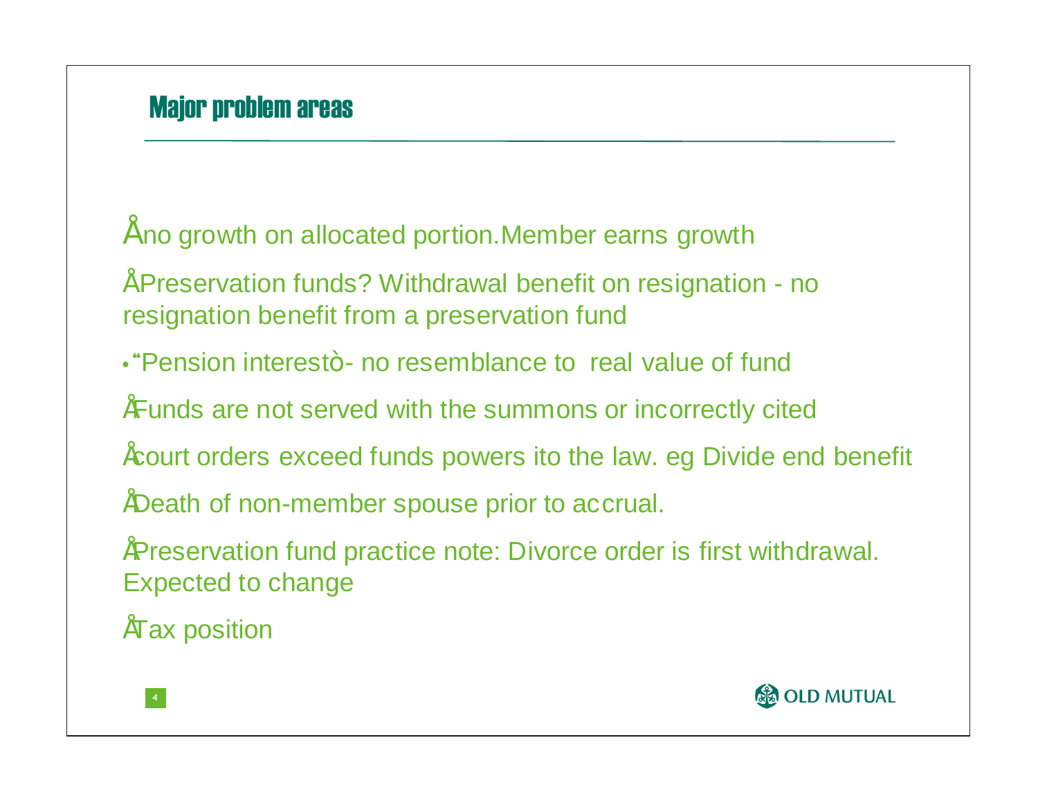## Major problem areas

- no growth on allocated portion.Member earns growth
- Preservation funds? Withdrawal benefit on resignation - no resignation benefit from a preservation fund
- "Pension interest" - no resemblance to real value of fund
- Funds are not served with the summons or incorrectly cited
- court orders exceed funds powers ito the law. eg Divide end benefit
- Death of non-member spouse prior to accrual.
- Preservation fund practice note: Divorce order is first withdrawal. Expected to change
- Tax position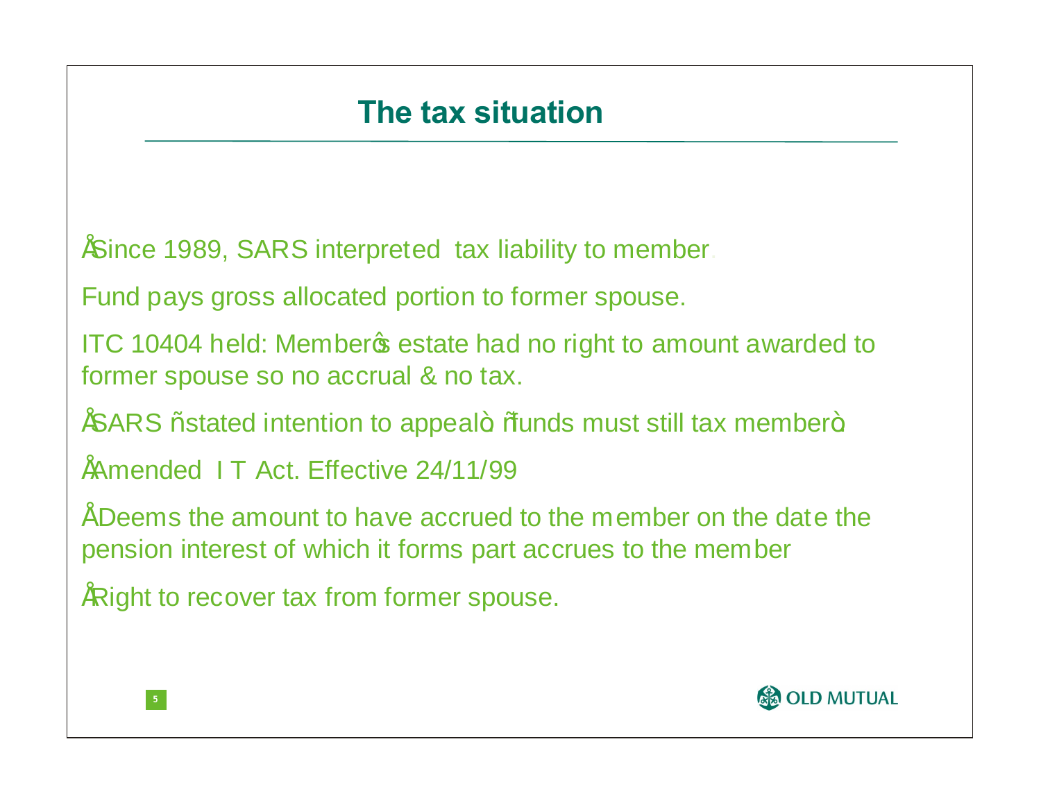# The tax situation

- Since 1989, SARS interpreted tax liability to member.

  Fund pays gross allocated portion to former spouse.

  ITC 10404 held: Member's estate had no right to amount awarded to former spouse so no accrual & no tax.

- SARS "stated intention to appeal" "funds must still tax member"
- Amended I T Act. Effective 24/11/99
- Deems the amount to have accrued to the member on the date the pension interest of which it forms part accrues to the member
- Right to recover tax from former spouse.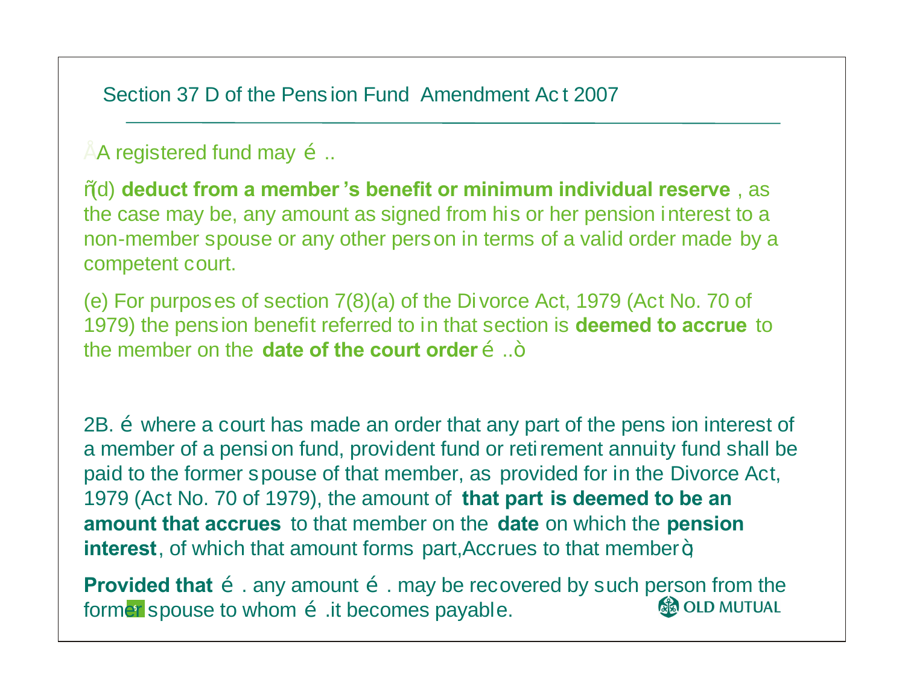## Section 37 D of the Pension Fund Amendment Act 2007

"A registered fund may …

"(d) **deduct from a member's benefit or minimum individual reserve**, as the case may be, any amount assigned from his or her pension interest to a non-member spouse or any other person in terms of a valid order made by a competent court.

(e) For purposes of section 7(8)(a) of the Divorce Act, 1979 (Act No. 70 of 1979) the pension benefit referred to in that section is **deemed to accrue** to the member on the **date of the court order** …"

2B. … where a court has made an order that any part of the pension interest of a member of a pension fund, provident fund or retirement annuity fund shall be paid to the former spouse of that member, as provided for in the Divorce Act, 1979 (Act No. 70 of 1979), the amount of **that part is deemed to be an amount that accrues** to that member on the **date** on which the **pension interest**, of which that amount forms part, Accrues to that member";

**Provided that** … any amount … may be recovered by such person from the former spouse to whom … it becomes payable.

OLD MUTUAL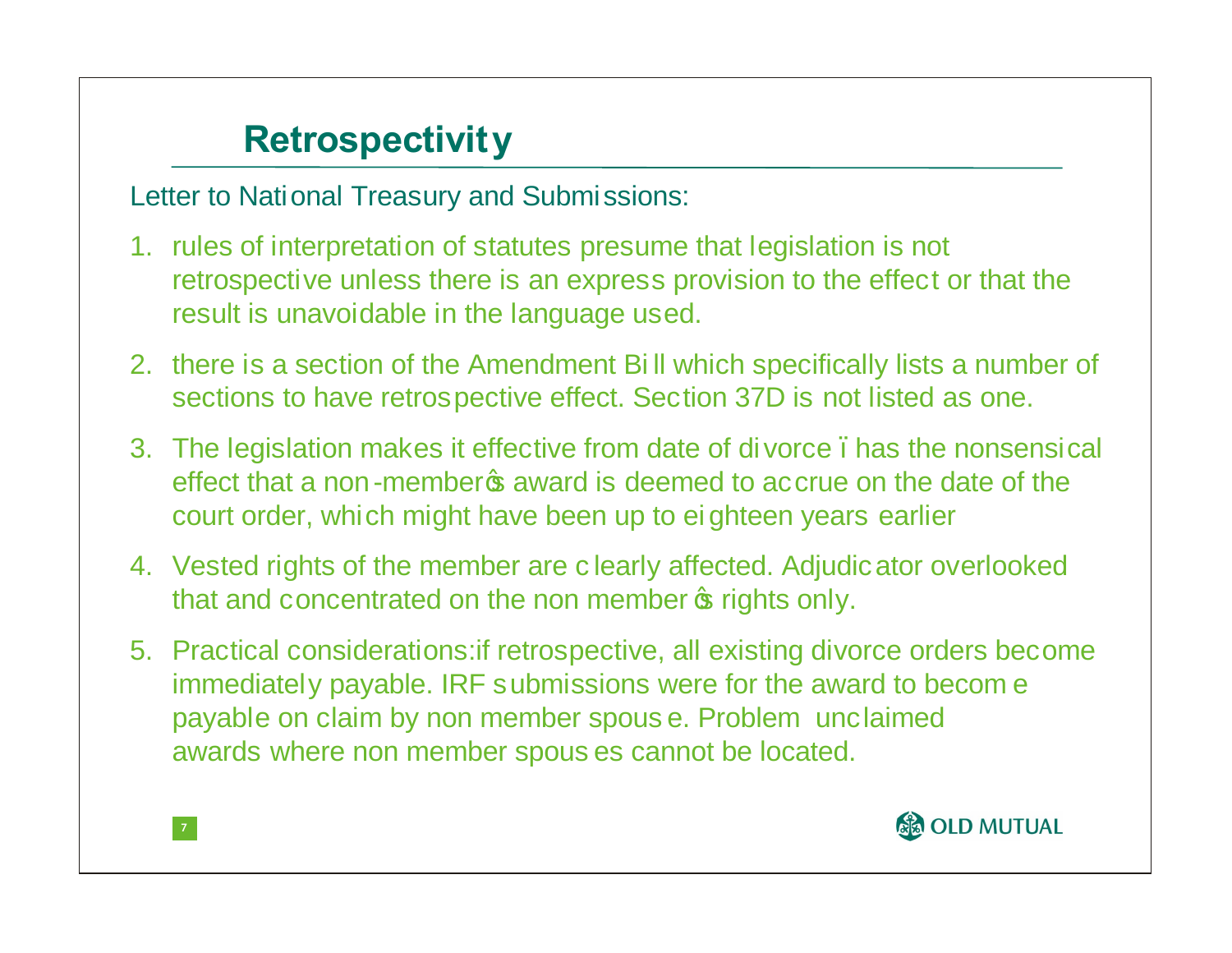# Retrospectivity

Letter to National Treasury and Submissions:

1. rules of interpretation of statutes presume that legislation is not retrospective unless there is an express provision to the effect or that the result is unavoidable in the language used.
2. there is a section of the Amendment Bill which specifically lists a number of sections to have retrospective effect. Section 37D is not listed as one.
3. The legislation makes it effective from date of divorce – has the nonsensical effect that a non-member's award is deemed to accrue on the date of the court order, which might have been up to eighteen years earlier
4. Vested rights of the member are clearly affected. Adjudicator overlooked that and concentrated on the non member's rights only.
5. Practical considerations:if retrospective, all existing divorce orders become immediately payable. IRF submissions were for the award to become payable on claim by non member spouse. Problem unclaimed awards where non member spouses cannot be located.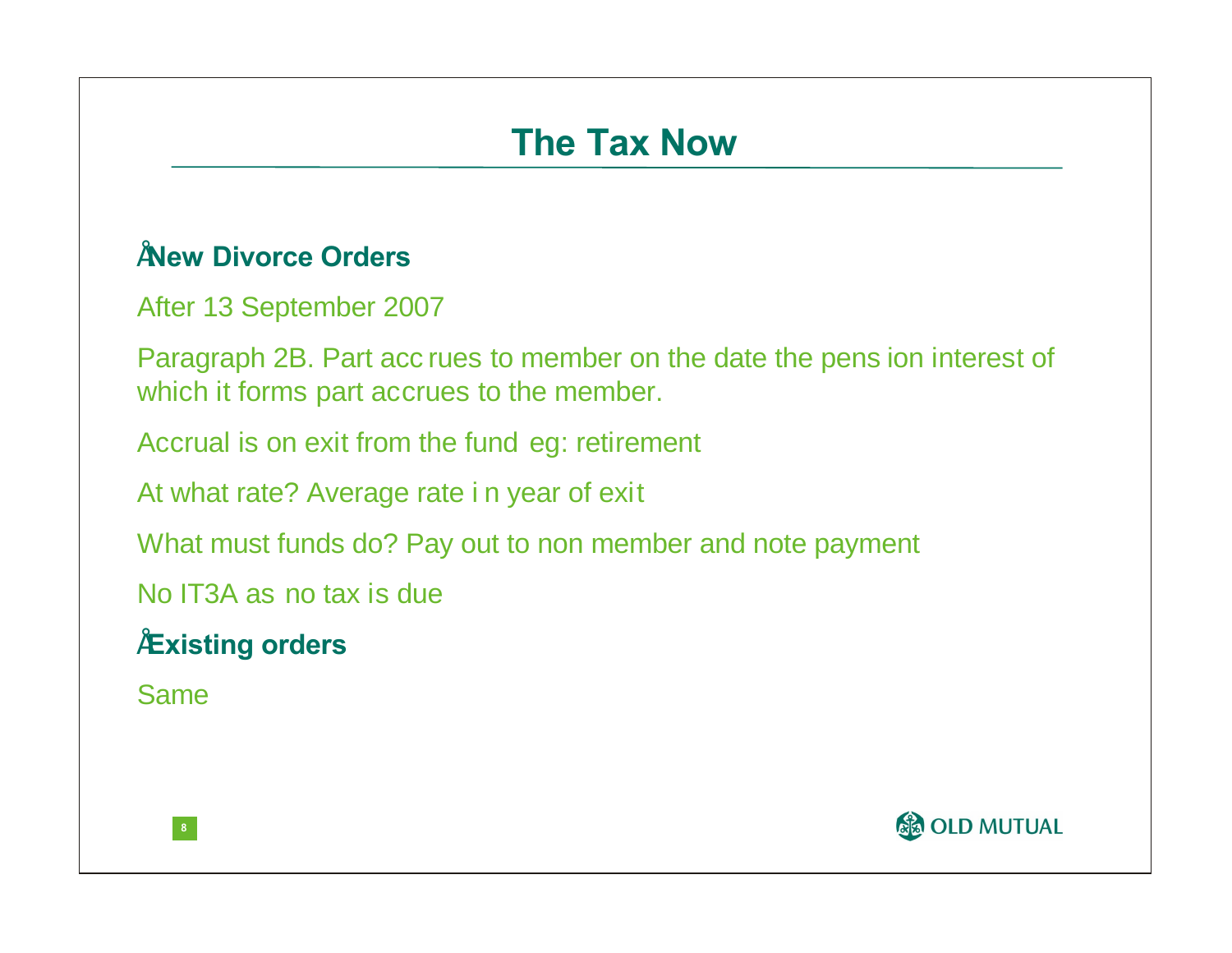# The Tax Now

- **New Divorce Orders**

After 13 September 2007

Paragraph 2B. Part accrues to member on the date the pension interest of which it forms part accrues to the member.

Accrual is on exit from the fund eg: retirement

At what rate? Average rate in year of exit

What must funds do? Pay out to non member and note payment

No IT3A as no tax is due

- **Existing orders**

Same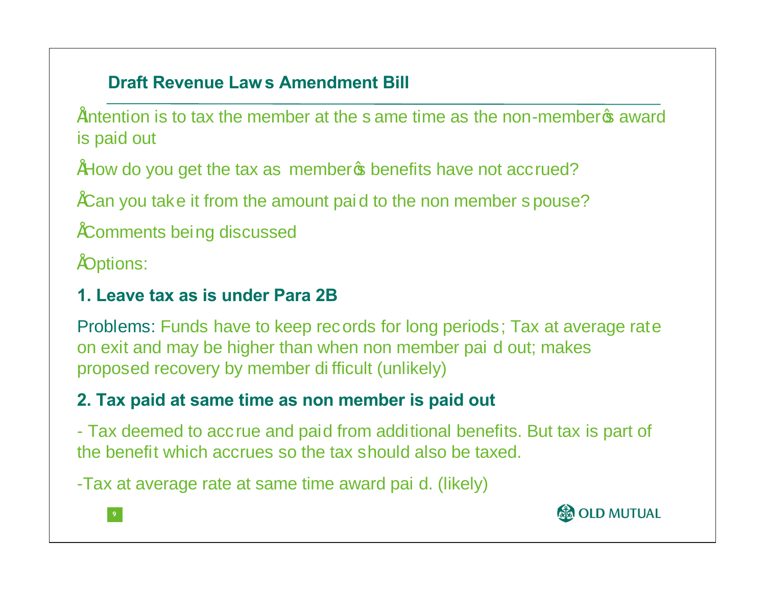## Draft Revenue Laws Amendment Bill

- Intention is to tax the member at the same time as the non-member's award is paid out
- How do you get the tax as member's benefits have not accrued?
- Can you take it from the amount paid to the non member spouse?
- Comments being discussed
- Options:

**1. Leave tax as is under Para 2B**

Problems: Funds have to keep records for long periods; Tax at average rate on exit and may be higher than when non member paid out; makes proposed recovery by member difficult (unlikely)

**2. Tax paid at same time as non member is paid out**

- Tax deemed to accrue and paid from additional benefits. But tax is part of the benefit which accrues so the tax should also be taxed.

- Tax at average rate at same time award paid. (likely)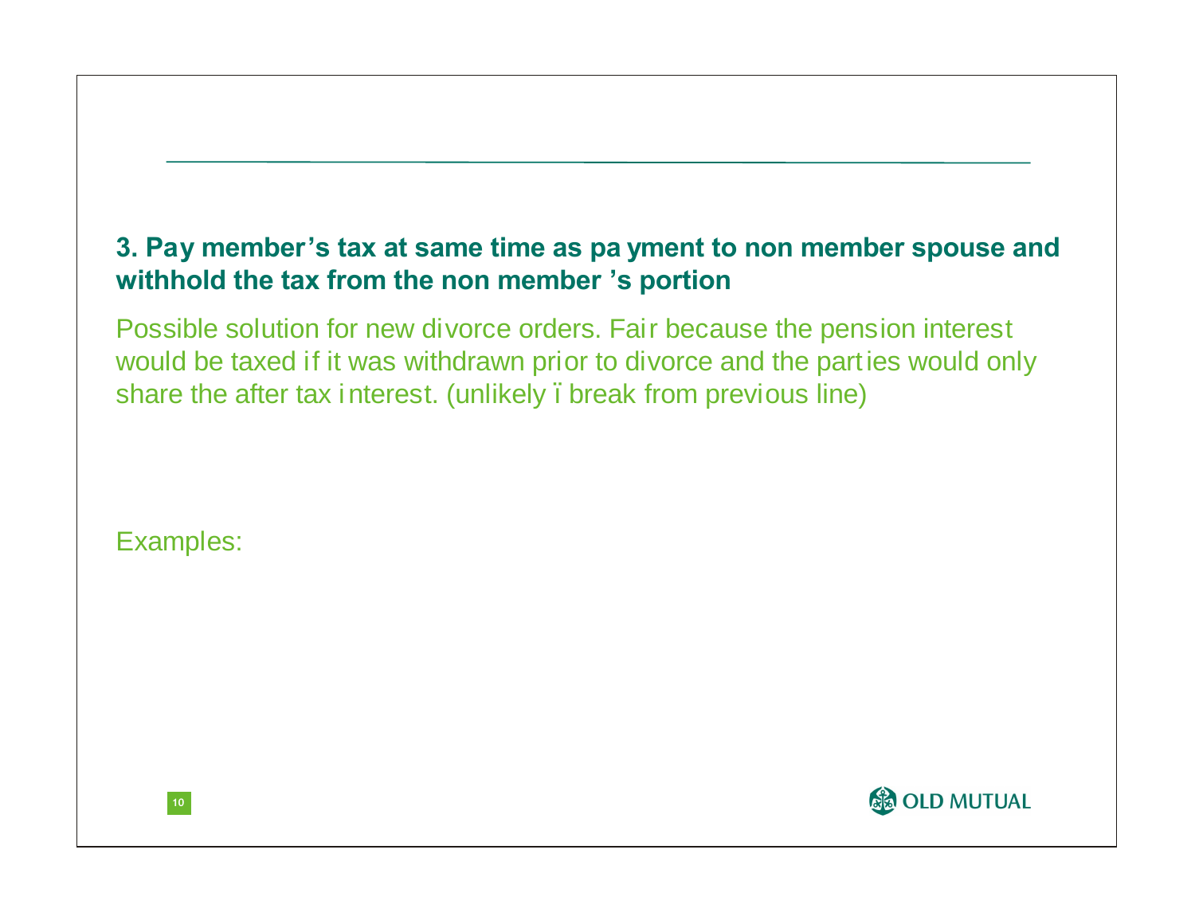### 3. Pay member's tax at same time as payment to non member spouse and withhold the tax from the non member's portion

Possible solution for new divorce orders. Fair because the pension interest would be taxed if it was withdrawn prior to divorce and the parties would only share the after tax interest. (unlikely ï break from previous line)

Examples: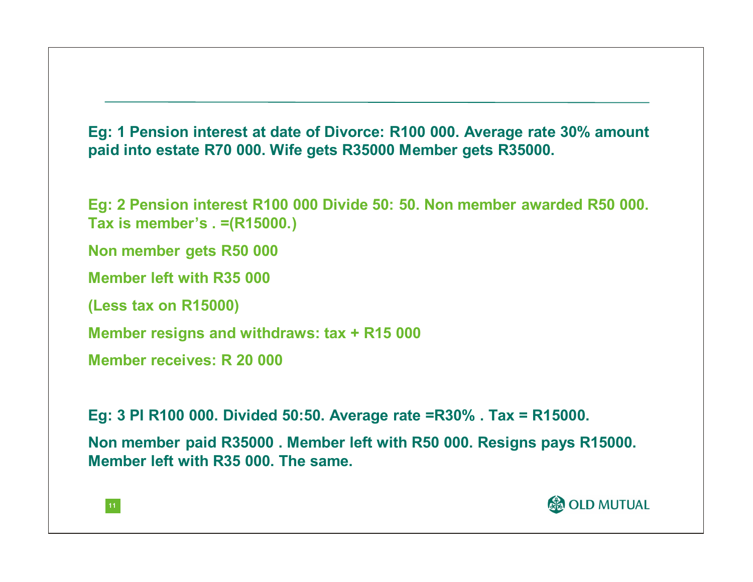**Eg: 1 Pension interest at date of Divorce: R100 000. Average rate 30% amount paid into estate R70 000. Wife gets R35000 Member gets R35000.**

**Eg: 2 Pension interest R100 000 Divide 50: 50. Non member awarded R50 000. Tax is member's . =(R15000.)**

**Non member gets R50 000**

**Member left with R35 000**

**(Less tax on R15000)**

**Member resigns and withdraws: tax + R15 000**

**Member receives: R 20 000**

**Eg: 3 PI R100 000. Divided 50:50. Average rate =R30% . Tax = R15000.**

**Non member paid R35000 . Member left with R50 000. Resigns pays R15000. Member left with R35 000. The same.**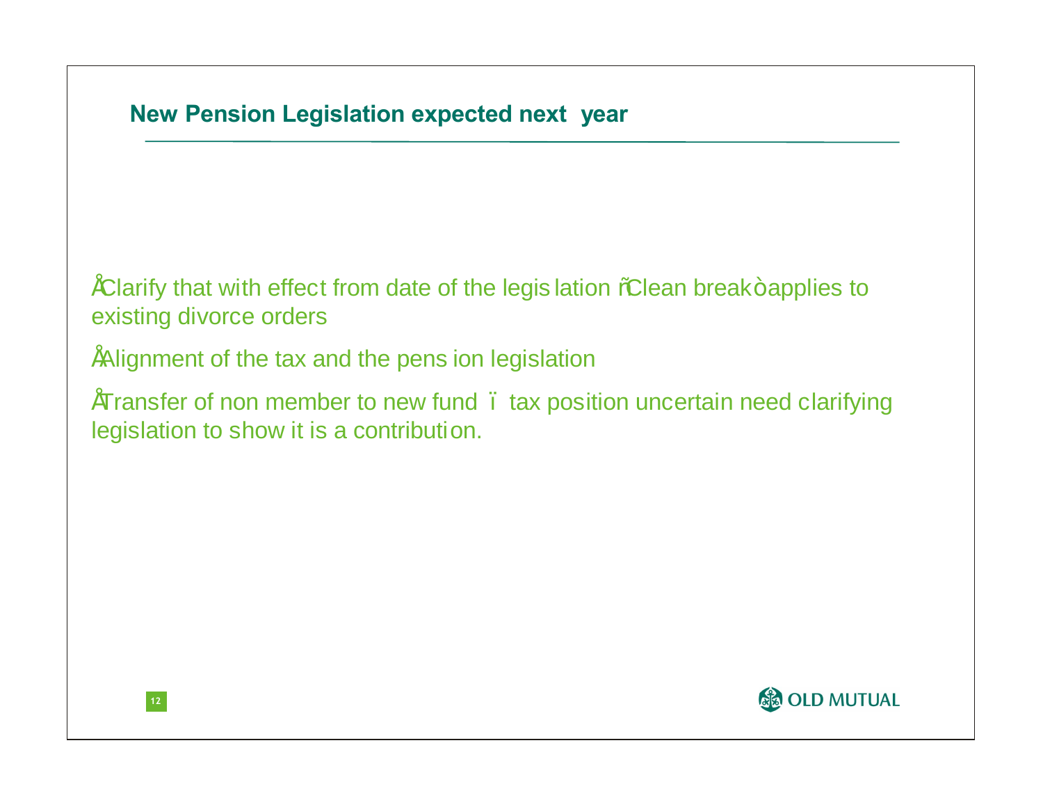## New Pension Legislation expected next year

- Clarify that with effect from date of the legislation "Clean break" applies to existing divorce orders
- Alignment of the tax and the pension legislation
- Transfer of non member to new fund – tax position uncertain need clarifying legislation to show it is a contribution.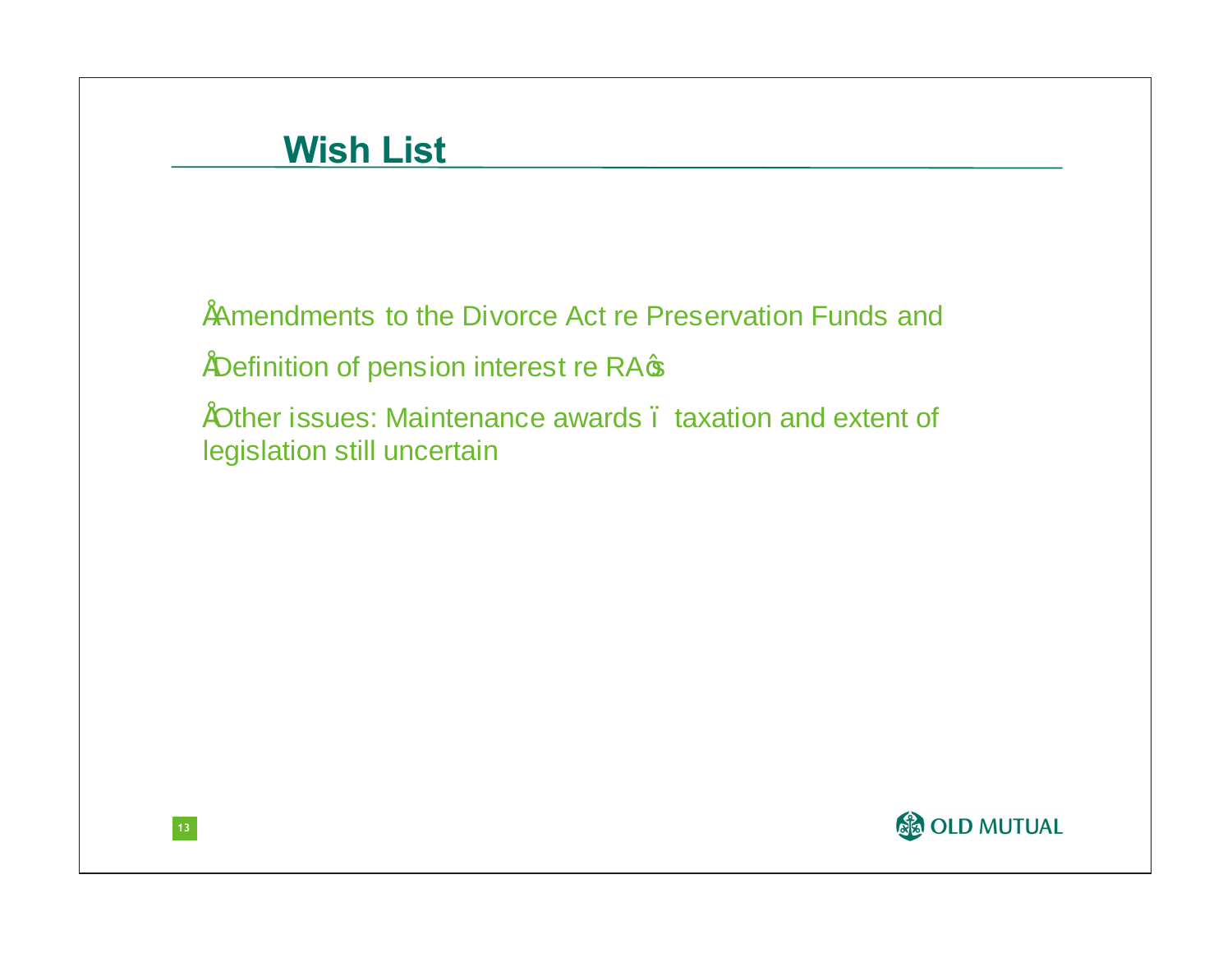# Wish List

- Amendments to the Divorce Act re Preservation Funds and
- Definition of pension interest re RA's
- Other issues: Maintenance awards – taxation and extent of legislation still uncertain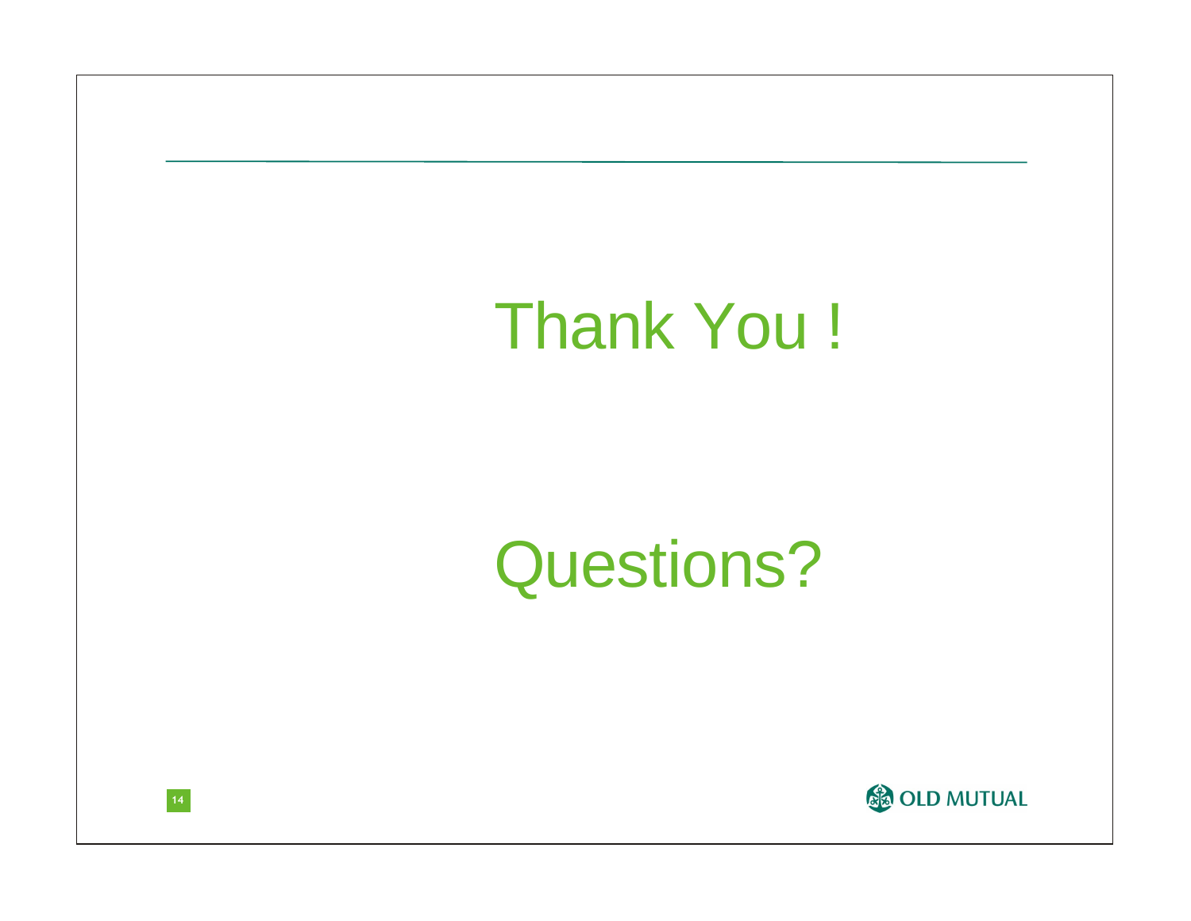# Thank You !

# Questions?

OLD MUTUAL